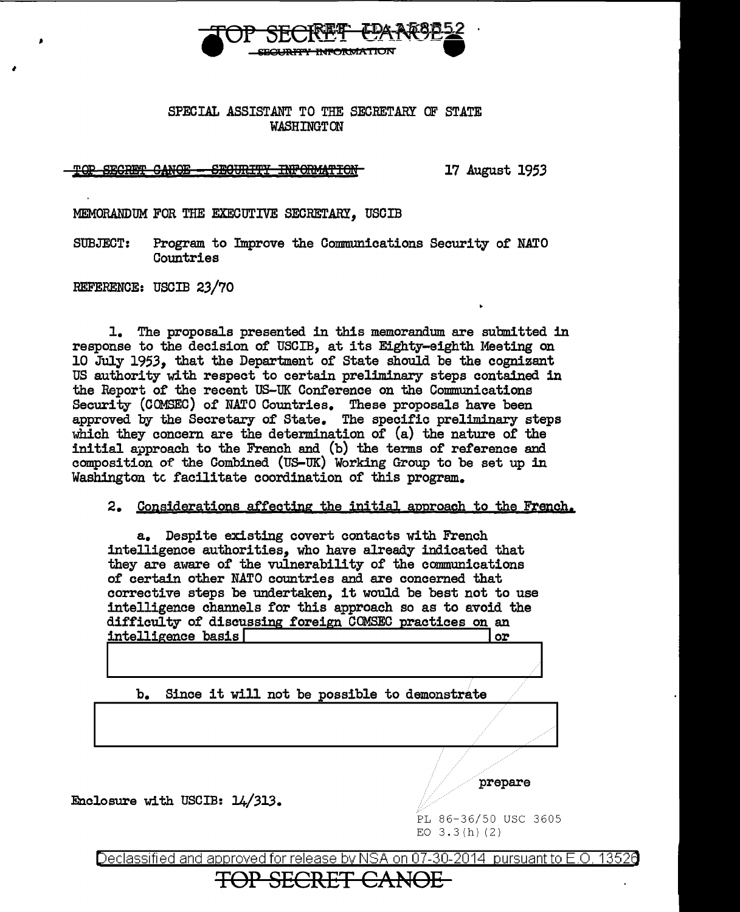TOP SECRET CANOE
SECURITY INFORMATION

SPECIAL ASSISTANT TO THE SECRETARY OF STATE
WASHINGTON

~~TOP SECRET CANOE - SECURITY INFORMATION~~ 17 August 1953

MEMORANDUM FOR THE EXECUTIVE SECRETARY, USCIB

SUBJECT: Program to Improve the Communications Security of NATO Countries

REFERENCE: USCIB 23/70

1. The proposals presented in this memorandum are submitted in response to the decision of USCIB, at its Eighty-eighth Meeting on 10 July 1953, that the Department of State should be the cognizant US authority with respect to certain preliminary steps contained in the Report of the recent US-UK Conference on the Communications Security (COMSEC) of NATO Countries. These proposals have been approved by the Secretary of State. The specific preliminary steps which they concern are the determination of (a) the nature of the initial approach to the French and (b) the terms of reference and composition of the Combined (US-UK) Working Group to be set up in Washington to facilitate coordination of this program.

2. Considerations affecting the initial approach to the French.

a. Despite existing covert contacts with French intelligence authorities, who have already indicated that they are aware of the vulnerability of the communications of certain other NATO countries and are concerned that corrective steps be undertaken, it would be best not to use intelligence channels for this approach so as to avoid the difficulty of discussing foreign COMSEC practices on an intelligence basis [REDACTED] or [REDACTED]

b. Since it will not be possible to demonstrate [REDACTED]

prepare

Enclosure with USCIB: 14/313.

PL 86-36/50 USC 3605
EO 3.3(h)(2)

Declassified and approved for release by NSA on 07-30-2014 pursuant to E.O. 13526

TOP SECRET CANOE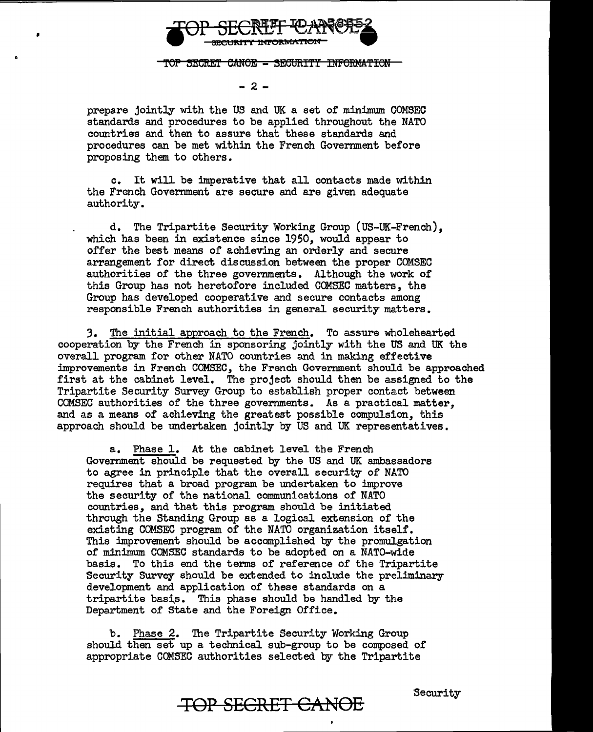prepare jointly with the US and UK a set of minimum COMSEC standards and procedures to be applied throughout the NATO countries and then to assure that these standards and procedures can be met within the French Government before proposing them to others.

c. It will be imperative that all contacts made within the French Government are secure and are given adequate authority.

d. The Tripartite Security Working Group (US-UK-French), which has been in existence since 1950, would appear to offer the best means of achieving an orderly and secure arrangement for direct discussion between the proper COMSEC authorities of the three governments. Although the work of this Group has not heretofore included COMSEC matters, the Group has developed cooperative and secure contacts among responsible French authorities in general security matters.

3. The initial approach to the French. To assure wholehearted cooperation by the French in sponsoring jointly with the US and UK the overall program for other NATO countries and in making effective improvements in French COMSEC, the French Government should be approached first at the cabinet level. The project should then be assigned to the Tripartite Security Survey Group to establish proper contact between COMSEC authorities of the three governments. As a practical matter, and as a means of achieving the greatest possible compulsion, this approach should be undertaken jointly by US and UK representatives.

a. Phase 1. At the cabinet level the French Government should be requested by the US and UK ambassadors to agree in principle that the overall security of NATO requires that a broad program be undertaken to improve the security of the national communications of NATO countries, and that this program should be initiated through the Standing Group as a logical extension of the existing COMSEC program of the NATO organization itself. This improvement should be accomplished by the promulgation of minimum COMSEC standards to be adopted on a NATO-wide basis. To this end the terms of reference of the Tripartite Security Survey should be extended to include the preliminary development and application of these standards on a tripartite basis. This phase should be handled by the Department of State and the Foreign Office.

b. Phase 2. The Tripartite Security Working Group should then set up a technical sub-group to be composed of appropriate COMSEC authorities selected by the Tripartite Security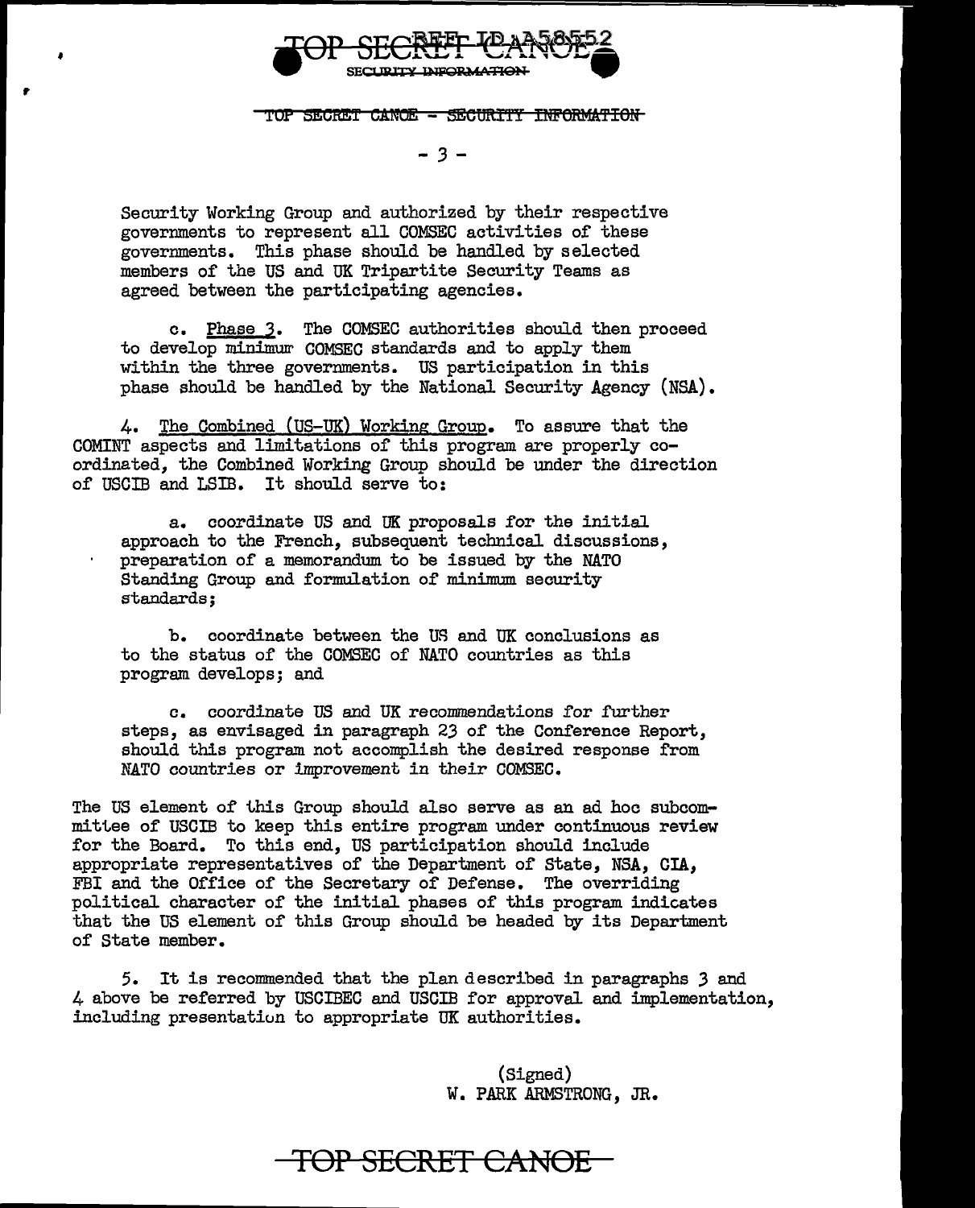Security Working Group and authorized by their respective governments to represent all COMSEC activities of these governments. This phase should be handled by selected members of the US and UK Tripartite Security Teams as agreed between the participating agencies.

c. Phase 3. The COMSEC authorities should then proceed to develop minimum COMSEC standards and to apply them within the three governments. US participation in this phase should be handled by the National Security Agency (NSA).

4. The Combined (US-UK) Working Group. To assure that the COMINT aspects and limitations of this program are properly coordinated, the Combined Working Group should be under the direction of USCIB and LSIB. It should serve to:

a. coordinate US and UK proposals for the initial approach to the French, subsequent technical discussions, preparation of a memorandum to be issued by the NATO Standing Group and formulation of minimum security standards;

b. coordinate between the US and UK conclusions as to the status of the COMSEC of NATO countries as this program develops; and

c. coordinate US and UK recommendations for further steps, as envisaged in paragraph 23 of the Conference Report, should this program not accomplish the desired response from NATO countries or improvement in their COMSEC.

The US element of this Group should also serve as an ad hoc subcommittee of USCIB to keep this entire program under continuous review for the Board. To this end, US participation should include appropriate representatives of the Department of State, NSA, CIA, FBI and the Office of the Secretary of Defense. The overriding political character of the initial phases of this program indicates that the US element of this Group should be headed by its Department of State member.

5. It is recommended that the plan described in paragraphs 3 and 4 above be referred by USCIBEC and USCIB for approval and implementation, including presentation to appropriate UK authorities.

(Signed)
W. PARK ARMSTRONG, JR.